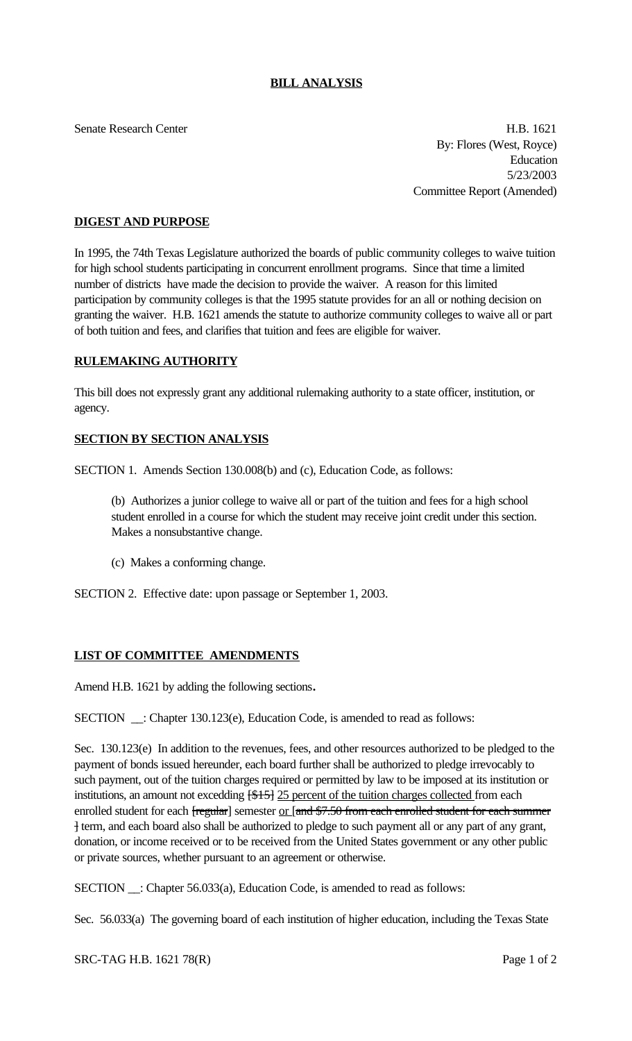**BILL ANALYSIS**

Senate Research Center

H.B. 1621
By: Flores (West, Royce)
Education
5/23/2003
Committee Report (Amended)

**DIGEST AND PURPOSE**

In 1995, the 74th Texas Legislature authorized the boards of public community colleges to waive tuition for high school students participating in concurrent enrollment programs. Since that time a limited number of districts have made the decision to provide the waiver. A reason for this limited participation by community colleges is that the 1995 statute provides for an all or nothing decision on granting the waiver. H.B. 1621 amends the statute to authorize community colleges to waive all or part of both tuition and fees, and clarifies that tuition and fees are eligible for waiver.

**RULEMAKING AUTHORITY**

This bill does not expressly grant any additional rulemaking authority to a state officer, institution, or agency.

**SECTION BY SECTION ANALYSIS**

SECTION 1. Amends Section 130.008(b) and (c), Education Code, as follows:

> (b) Authorizes a junior college to waive all or part of the tuition and fees for a high school student enrolled in a course for which the student may receive joint credit under this section. Makes a nonsubstantive change.
>
> (c) Makes a conforming change.

SECTION 2. Effective date: upon passage or September 1, 2003.

**LIST OF COMMITTEE AMENDMENTS**

Amend H.B. 1621 by adding the following sections.

SECTION __: Chapter 130.123(e), Education Code, is amended to read as follows:

Sec. 130.123(e) In addition to the revenues, fees, and other resources authorized to be pledged to the payment of bonds issued hereunder, each board further shall be authorized to pledge irrevocably to such payment, out of the tuition charges required or permitted by law to be imposed at its institution or institutions, an amount not excedding ~~[$15]~~ <u>25 percent of the tuition charges collected</u> from each enrolled student for each ~~[regular]~~ semester <u>or</u> ~~[and $7.50 from each enrolled student for each summer]~~ term, and each board also shall be authorized to pledge to such payment all or any part of any grant, donation, or income received or to be received from the United States government or any other public or private sources, whether pursuant to an agreement or otherwise.

SECTION __: Chapter 56.033(a), Education Code, is amended to read as follows:

Sec. 56.033(a) The governing board of each institution of higher education, including the Texas State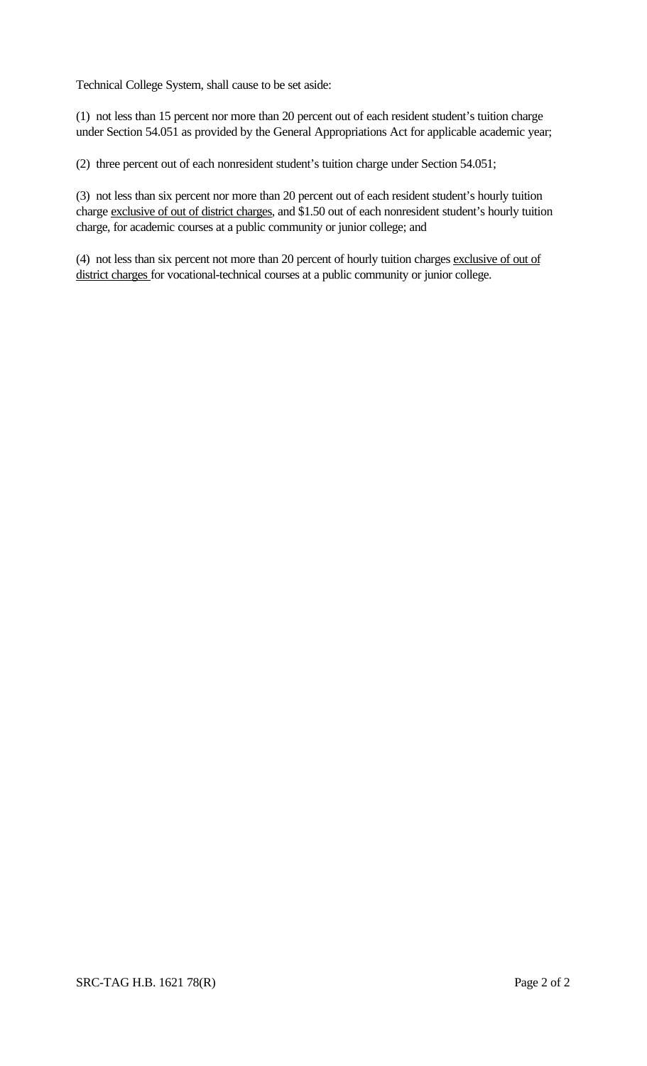Technical College System, shall cause to be set aside:

(1) not less than 15 percent nor more than 20 percent out of each resident student's tuition charge under Section 54.051 as provided by the General Appropriations Act for applicable academic year;

(2) three percent out of each nonresident student's tuition charge under Section 54.051;

(3) not less than six percent nor more than 20 percent out of each resident student's hourly tuition charge <u>exclusive of out of district charges</u>, and $1.50 out of each nonresident student's hourly tuition charge, for academic courses at a public community or junior college; and

(4) not less than six percent not more than 20 percent of hourly tuition charges <u>exclusive of out of district charges</u> for vocational-technical courses at a public community or junior college.